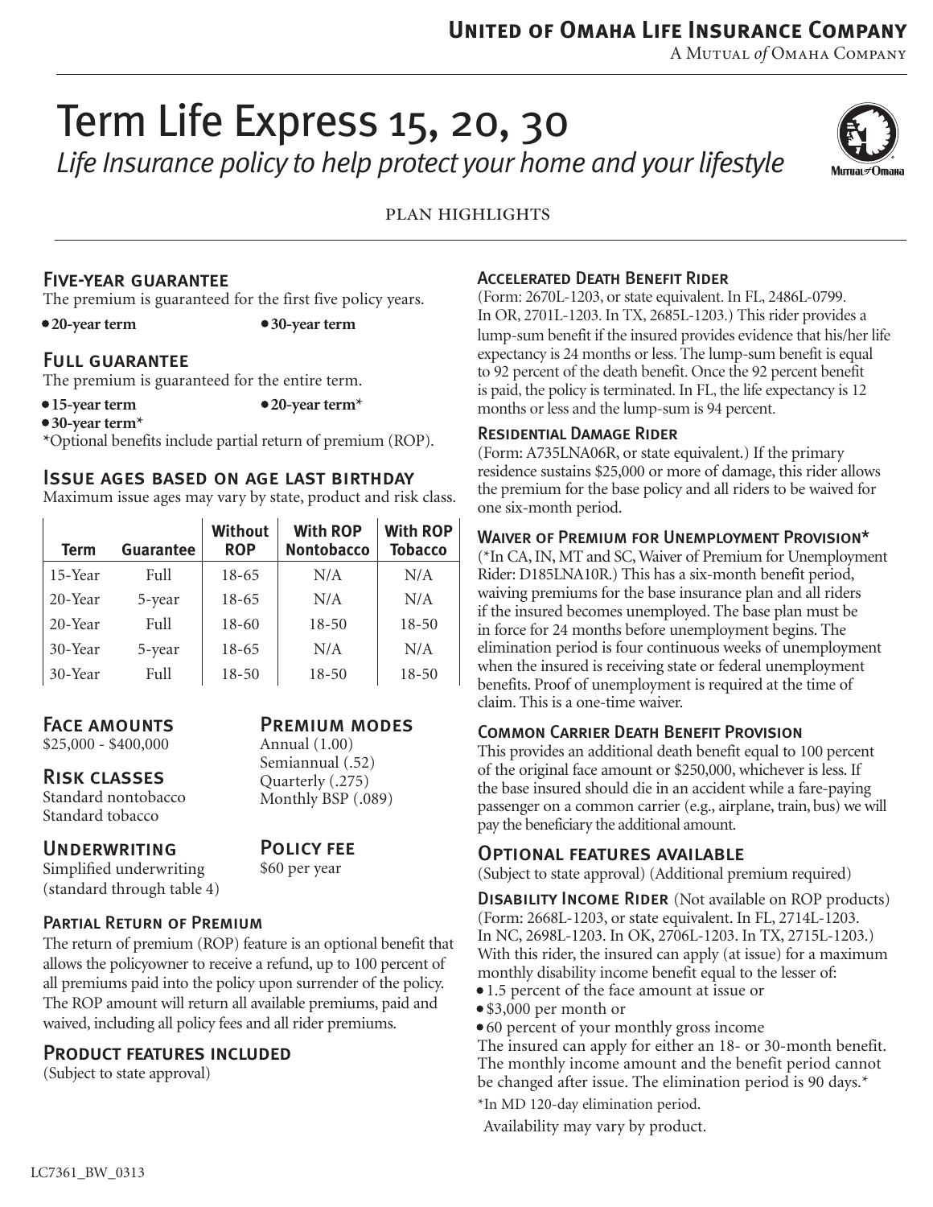**United of Omaha Life Insurance Company**

A Mutual *of* Omaha Company

# Term Life Express 15, 20, 30

*Life Insurance policy to help protect your home and your lifestyle*

PLAN HIGHLIGHTS

## Five-year guarantee

The premium is guaranteed for the first five policy years.

- **20-year term**
- **30-year term**

## Full guarantee

The premium is guaranteed for the entire term.

- **15-year term**
- **20-year term***
- **30-year term***

*Optional benefits include partial return of premium (ROP).

## Issue ages based on age last birthday

Maximum issue ages may vary by state, product and risk class.

| Term | Guarantee | Without ROP | With ROP Nontobacco | With ROP Tobacco |
|---|---|---|---|---|
| 15-Year | Full | 18-65 | N/A | N/A |
| 20-Year | 5-year | 18-65 | N/A | N/A |
| 20-Year | Full | 18-60 | 18-50 | 18-50 |
| 30-Year | 5-year | 18-65 | N/A | N/A |
| 30-Year | Full | 18-50 | 18-50 | 18-50 |

## Face amounts

$25,000 - $400,000

## Risk classes

Standard nontobacco
Standard tobacco

## Underwriting

Simplified underwriting
(standard through table 4)

## Premium modes

Annual (1.00)
Semiannual (.52)
Quarterly (.275)
Monthly BSP (.089)

## Policy fee

$60 per year

### Partial Return of Premium

The return of premium (ROP) feature is an optional benefit that allows the policyowner to receive a refund, up to 100 percent of all premiums paid into the policy upon surrender of the policy. The ROP amount will return all available premiums, paid and waived, including all policy fees and all rider premiums.

## Product features included

(Subject to state approval)

### Accelerated Death Benefit Rider

(Form: 2670L-1203, or state equivalent. In FL, 2486L-0799. In OR, 2701L-1203. In TX, 2685L-1203.) This rider provides a lump-sum benefit if the insured provides evidence that his/her life expectancy is 24 months or less. The lump-sum benefit is equal to 92 percent of the death benefit. Once the 92 percent benefit is paid, the policy is terminated. In FL, the life expectancy is 12 months or less and the lump-sum is 94 percent.

### Residential Damage Rider

(Form: A735LNA06R, or state equivalent.) If the primary residence sustains $25,000 or more of damage, this rider allows the premium for the base policy and all riders to be waived for one six-month period.

### Waiver of Premium for Unemployment Provision*

(*In CA, IN, MT and SC, Waiver of Premium for Unemployment Rider: D185LNA10R.) This has a six-month benefit period, waiving premiums for the base insurance plan and all riders if the insured becomes unemployed. The base plan must be in force for 24 months before unemployment begins. The elimination period is four continuous weeks of unemployment when the insured is receiving state or federal unemployment benefits. Proof of unemployment is required at the time of claim. This is a one-time waiver.

### Common Carrier Death Benefit Provision

This provides an additional death benefit equal to 100 percent of the original face amount or $250,000, whichever is less. If the base insured should die in an accident while a fare-paying passenger on a common carrier (e.g., airplane, train, bus) we will pay the beneficiary the additional amount.

## Optional features available

(Subject to state approval) (Additional premium required)

**Disability Income Rider** (Not available on ROP products) (Form: 2668L-1203, or state equivalent. In FL, 2714L-1203. In NC, 2698L-1203. In OK, 2706L-1203. In TX, 2715L-1203.) With this rider, the insured can apply (at issue) for a maximum monthly disability income benefit equal to the lesser of:

- 1.5 percent of the face amount at issue or
- $3,000 per month or
- 60 percent of your monthly gross income

The insured can apply for either an 18- or 30-month benefit. The monthly income amount and the benefit period cannot be changed after issue. The elimination period is 90 days.*

*In MD 120-day elimination period.

Availability may vary by product.

LC7361_BW_0313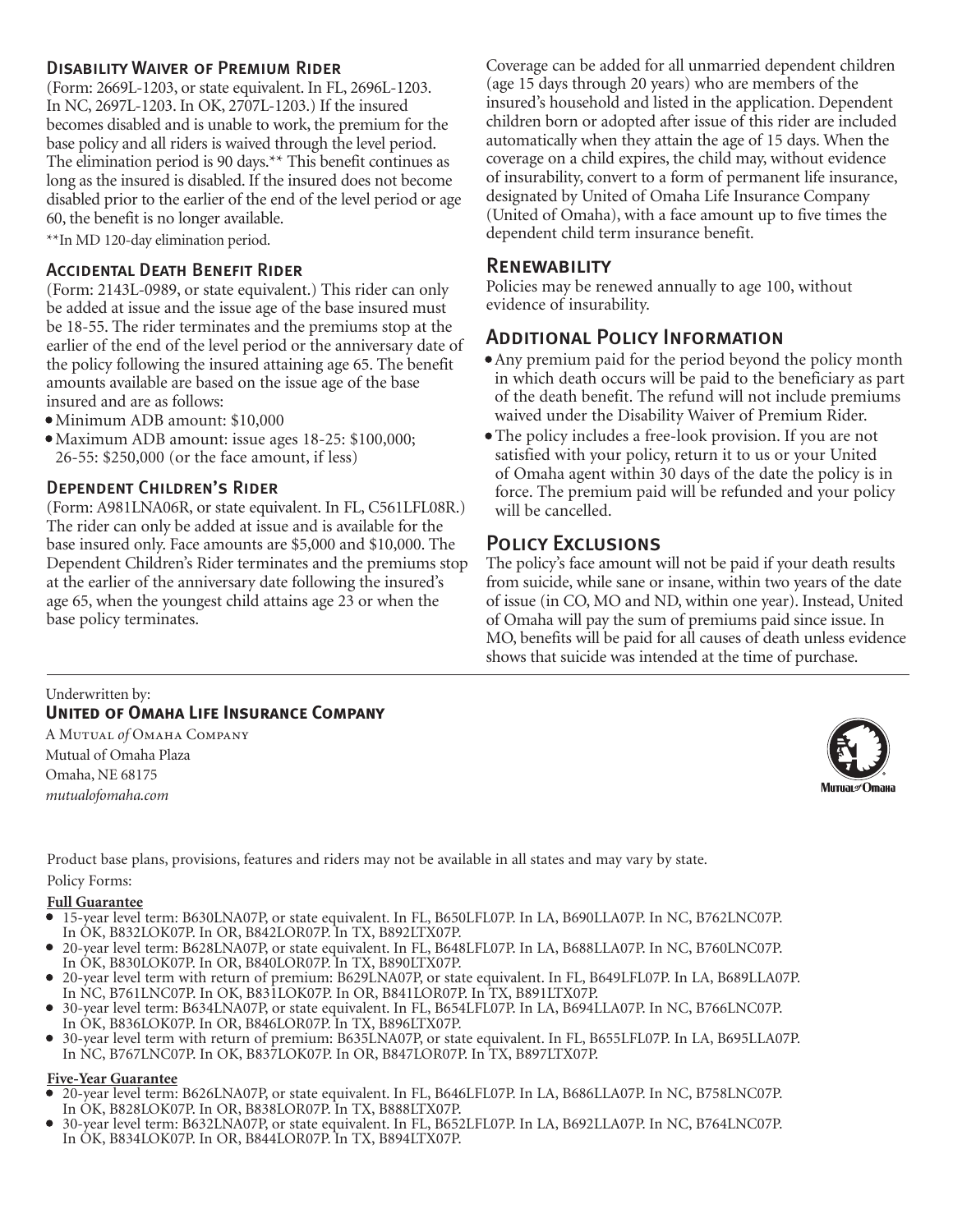### Disability Waiver of Premium Rider

(Form: 2669L-1203, or state equivalent. In FL, 2696L-1203. In NC, 2697L-1203. In OK, 2707L-1203.) If the insured becomes disabled and is unable to work, the premium for the base policy and all riders is waived through the level period. The elimination period is 90 days.** This benefit continues as long as the insured is disabled. If the insured does not become disabled prior to the earlier of the end of the level period or age 60, the benefit is no longer available.

**In MD 120-day elimination period.

### Accidental Death Benefit Rider

(Form: 2143L-0989, or state equivalent.) This rider can only be added at issue and the issue age of the base insured must be 18-55. The rider terminates and the premiums stop at the earlier of the end of the level period or the anniversary date of the policy following the insured attaining age 65. The benefit amounts available are based on the issue age of the base insured and are as follows:

- Minimum ADB amount: $10,000
- Maximum ADB amount: issue ages 18-25: $100,000; 26-55: $250,000 (or the face amount, if less)

### Dependent Children's Rider

(Form: A981LNA06R, or state equivalent. In FL, C561LFL08R.) The rider can only be added at issue and is available for the base insured only. Face amounts are $5,000 and $10,000. The Dependent Children's Rider terminates and the premiums stop at the earlier of the anniversary date following the insured's age 65, when the youngest child attains age 23 or when the base policy terminates.

Coverage can be added for all unmarried dependent children (age 15 days through 20 years) who are members of the insured's household and listed in the application. Dependent children born or adopted after issue of this rider are included automatically when they attain the age of 15 days. When the coverage on a child expires, the child may, without evidence of insurability, convert to a form of permanent life insurance, designated by United of Omaha Life Insurance Company (United of Omaha), with a face amount up to five times the dependent child term insurance benefit.

## Renewability

Policies may be renewed annually to age 100, without evidence of insurability.

## Additional Policy Information

- Any premium paid for the period beyond the policy month in which death occurs will be paid to the beneficiary as part of the death benefit. The refund will not include premiums waived under the Disability Waiver of Premium Rider.
- The policy includes a free-look provision. If you are not satisfied with your policy, return it to us or your United of Omaha agent within 30 days of the date the policy is in force. The premium paid will be refunded and your policy will be cancelled.

## Policy Exclusions

The policy's face amount will not be paid if your death results from suicide, while sane or insane, within two years of the date of issue (in CO, MO and ND, within one year). Instead, United of Omaha will pay the sum of premiums paid since issue. In MO, benefits will be paid for all causes of death unless evidence shows that suicide was intended at the time of purchase.

Underwritten by:

**United of Omaha Life Insurance Company**

A Mutual *of* Omaha Company
Mutual of Omaha Plaza
Omaha, NE 68175
*mutualofomaha.com*

Product base plans, provisions, features and riders may not be available in all states and may vary by state.

Policy Forms:

**Full Guarantee**

- 15-year level term: B630LNA07P, or state equivalent. In FL, B650LFL07P. In LA, B690LLA07P. In NC, B762LNC07P. In OK, B832LOK07P. In OR, B842LOR07P. In TX, B892LTX07P.
- 20-year level term: B628LNA07P, or state equivalent. In FL, B648LFL07P. In LA, B688LLA07P. In NC, B760LNC07P. In OK, B830LOK07P. In OR, B840LOR07P. In TX, B890LTX07P.
- 20-year level term with return of premium: B629LNA07P, or state equivalent. In FL, B649LFL07P. In LA, B689LLA07P. In NC, B761LNC07P. In OK, B831LOK07P. In OR, B841LOR07P. In TX, B891LTX07P.
- 30-year level term: B634LNA07P, or state equivalent. In FL, B654LFL07P. In LA, B694LLA07P. In NC, B766LNC07P. In OK, B836LOK07P. In OR, B846LOR07P. In TX, B896LTX07P.
- 30-year level term with return of premium: B635LNA07P, or state equivalent. In FL, B655LFL07P. In LA, B695LLA07P. In NC, B767LNC07P. In OK, B837LOK07P. In OR, B847LOR07P. In TX, B897LTX07P.

**Five-Year Guarantee**

- 20-year level term: B626LNA07P, or state equivalent. In FL, B646LFL07P. In LA, B686LLA07P. In NC, B758LNC07P. In OK, B828LOK07P. In OR, B838LOR07P. In TX, B888LTX07P.
- 30-year level term: B632LNA07P, or state equivalent. In FL, B652LFL07P. In LA, B692LLA07P. In NC, B764LNC07P. In OK, B834LOK07P. In OR, B844LOR07P. In TX, B894LTX07P.